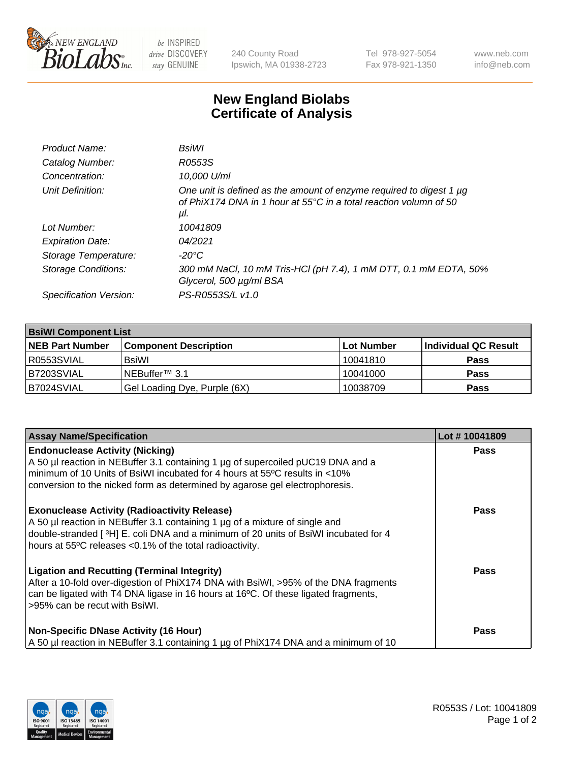# New England Biolabs Certificate of Analysis

| | |
|---|---|
| *Product Name:* | *BsiWI* |
| *Catalog Number:* | *R0553S* |
| *Concentration:* | *10,000 U/ml* |
| *Unit Definition:* | *One unit is defined as the amount of enzyme required to digest 1 µg of PhiX174 DNA in 1 hour at 55°C in a total reaction volumn of 50 µl.* |
| *Lot Number:* | *10041809* |
| *Expiration Date:* | *04/2021* |
| *Storage Temperature:* | *-20°C* |
| *Storage Conditions:* | *300 mM NaCl, 10 mM Tris-HCl (pH 7.4), 1 mM DTT, 0.1 mM EDTA, 50% Glycerol, 500 µg/ml BSA* |
| *Specification Version:* | *PS-R0553S/L v1.0* |

| **BsiWI Component List** | | | |
|---|---|---|---|
| **NEB Part Number** | **Component Description** | **Lot Number** | **Individual QC Result** |
| R0553SVIAL | BsiWI | 10041810 | **Pass** |
| B7203SVIAL | NEBuffer™ 3.1 | 10041000 | **Pass** |
| B7024SVIAL | Gel Loading Dye, Purple (6X) | 10038709 | **Pass** |

| **Assay Name/Specification** | **Lot # 10041809** |
|---|---|
| **Endonuclease Activity (Nicking)**<br>A 50 µl reaction in NEBuffer 3.1 containing 1 µg of supercoiled pUC19 DNA and a minimum of 10 Units of BsiWI incubated for 4 hours at 55ºC results in <10% conversion to the nicked form as determined by agarose gel electrophoresis. | **Pass** |
| **Exonuclease Activity (Radioactivity Release)**<br>A 50 µl reaction in NEBuffer 3.1 containing 1 µg of a mixture of single and double-stranded [ $^{3}$H] E. coli DNA and a minimum of 20 units of BsiWI incubated for 4 hours at 55ºC releases <0.1% of the total radioactivity. | **Pass** |
| **Ligation and Recutting (Terminal Integrity)**<br>After a 10-fold over-digestion of PhiX174 DNA with BsiWI, >95% of the DNA fragments can be ligated with T4 DNA ligase in 16 hours at 16ºC. Of these ligated fragments, >95% can be recut with BsiWI. | **Pass** |
| **Non-Specific DNase Activity (16 Hour)**<br>A 50 µl reaction in NEBuffer 3.1 containing 1 µg of PhiX174 DNA and a minimum of 10 | **Pass** |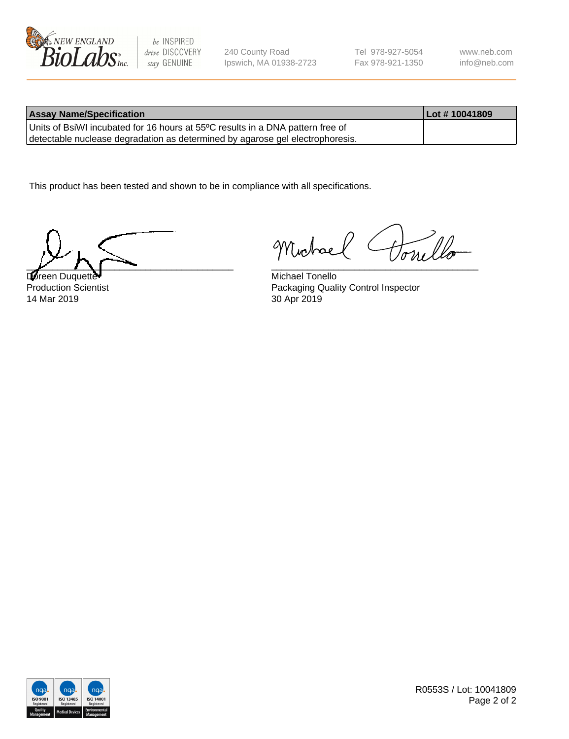240 County Road
Ipswich, MA 01938-2723

Tel 978-927-5054
Fax 978-921-1350

www.neb.com
info@neb.com

| Assay Name/Specification | Lot # 10041809 |
| --- | --- |
| Units of BsiWI incubated for 16 hours at 55ºC results in a DNA pattern free of detectable nuclease degradation as determined by agarose gel electrophoresis. | |

This product has been tested and shown to be in compliance with all specifications.

Doreen Duquette
Production Scientist
14 Mar 2019

Michael Tonello
Packaging Quality Control Inspector
30 Apr 2019

R0553S / Lot: 10041809